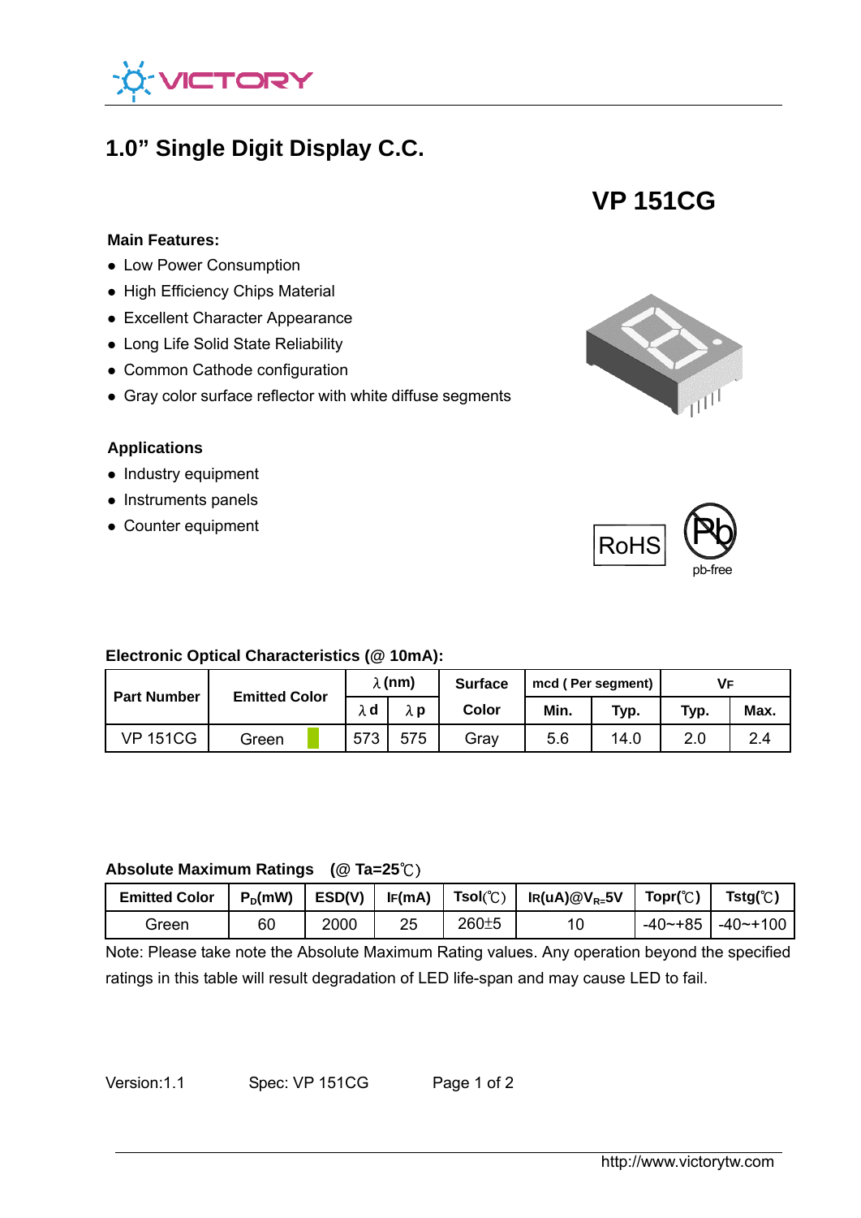VICTORY

# 1.0” Single Digit Display C.C.

## VP 151CG

**Main Features:**

- Low Power Consumption
- High Efficiency Chips Material
- Excellent Character Appearance
- Long Life Solid State Reliability
- Common Cathode configuration
- Gray color surface reflector with white diffuse segments

**Applications**

- Industry equipment
- Instruments panels
- Counter equipment

RoHS

pb-free

**Electronic Optical Characteristics (@ 10mA):**

| Part Number | Emitted Color | λ (nm) | | Surface | mcd ( Per segment) | | $V_F$ | |
|---|---|---|---|---|---|---|---|---|
| | | λd | λp | Color | Min. | Typ. | Typ. | Max. |
| VP 151CG | Green | 573 | 575 | Gray | 5.6 | 14.0 | 2.0 | 2.4 |

**Absolute Maximum Ratings (@ Ta=25℃)**

| Emitted Color | $P_D$(mW) | ESD(V) | IF(mA) | Tsol(℃) | IR(uA)@$V_{R=}$5V | Topr(℃) | Tstg(℃) |
|---|---|---|---|---|---|---|---|
| Green | 60 | 2000 | 25 | 260±5 | 10 | -40~+85 | -40~+100 |

Note: Please take note the Absolute Maximum Rating values. Any operation beyond the specified ratings in this table will result degradation of LED life-span and may cause LED to fail.

Version:1.1 Spec: VP 151CG

http://www.victorytw.com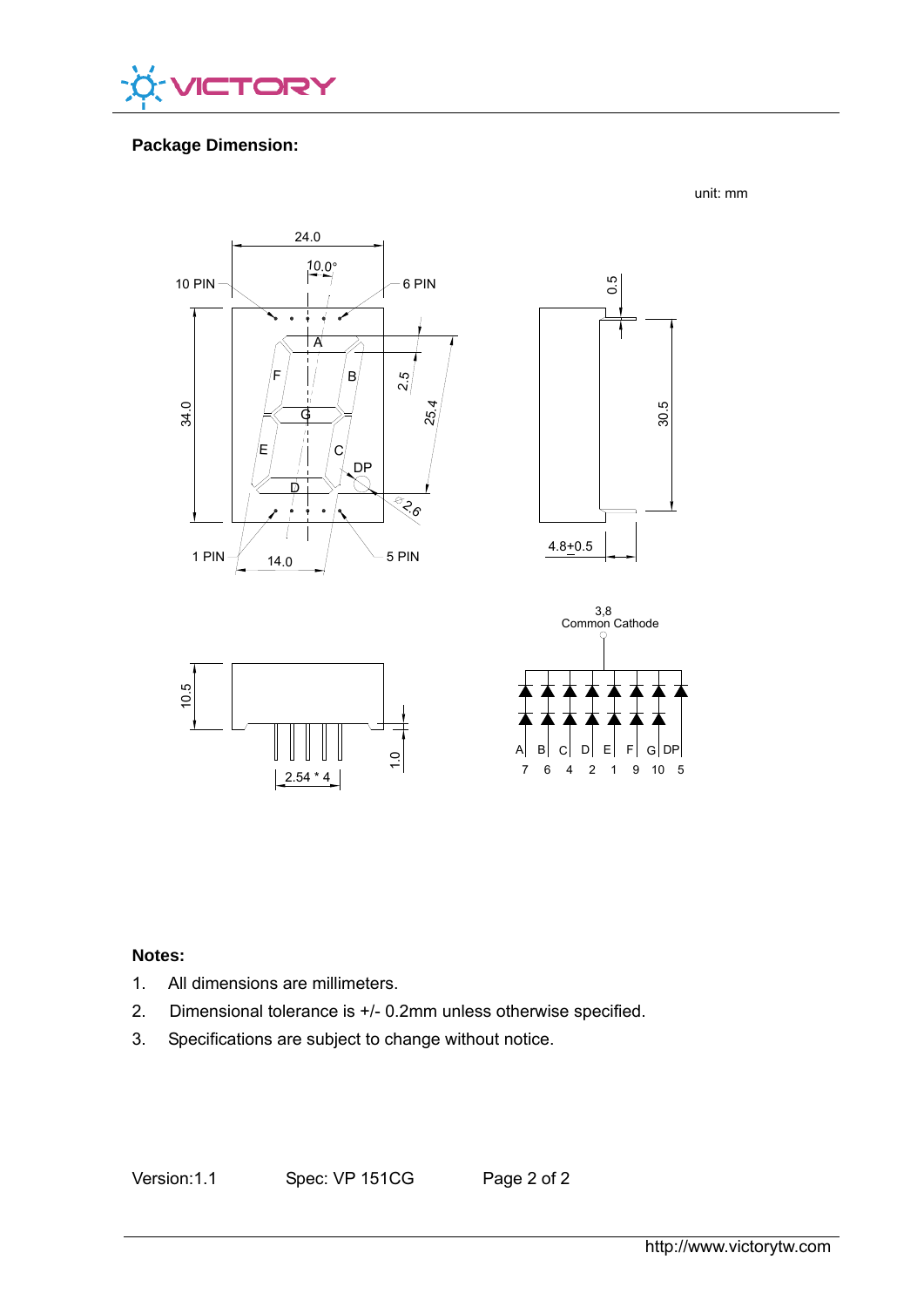**Package Dimension:**

unit: mm

24.0

10.0°

10 PIN

6 PIN

34.0

A

F

B

G

E

C

DP

D

2.5

25.4

∅2.6

1 PIN

14.0

5 PIN

0.5

30.5

4.8+0.5

10.5

1.0

2.54 * 4

3,8
Common Cathode

A B C D E F G DP

7 6 4 2 1 9 10 5

**Notes:**

1. All dimensions are millimeters.
2. Dimensional tolerance is +/- 0.2mm unless otherwise specified.
3. Specifications are subject to change without notice.

Version:1.1 Spec: VP 151CG